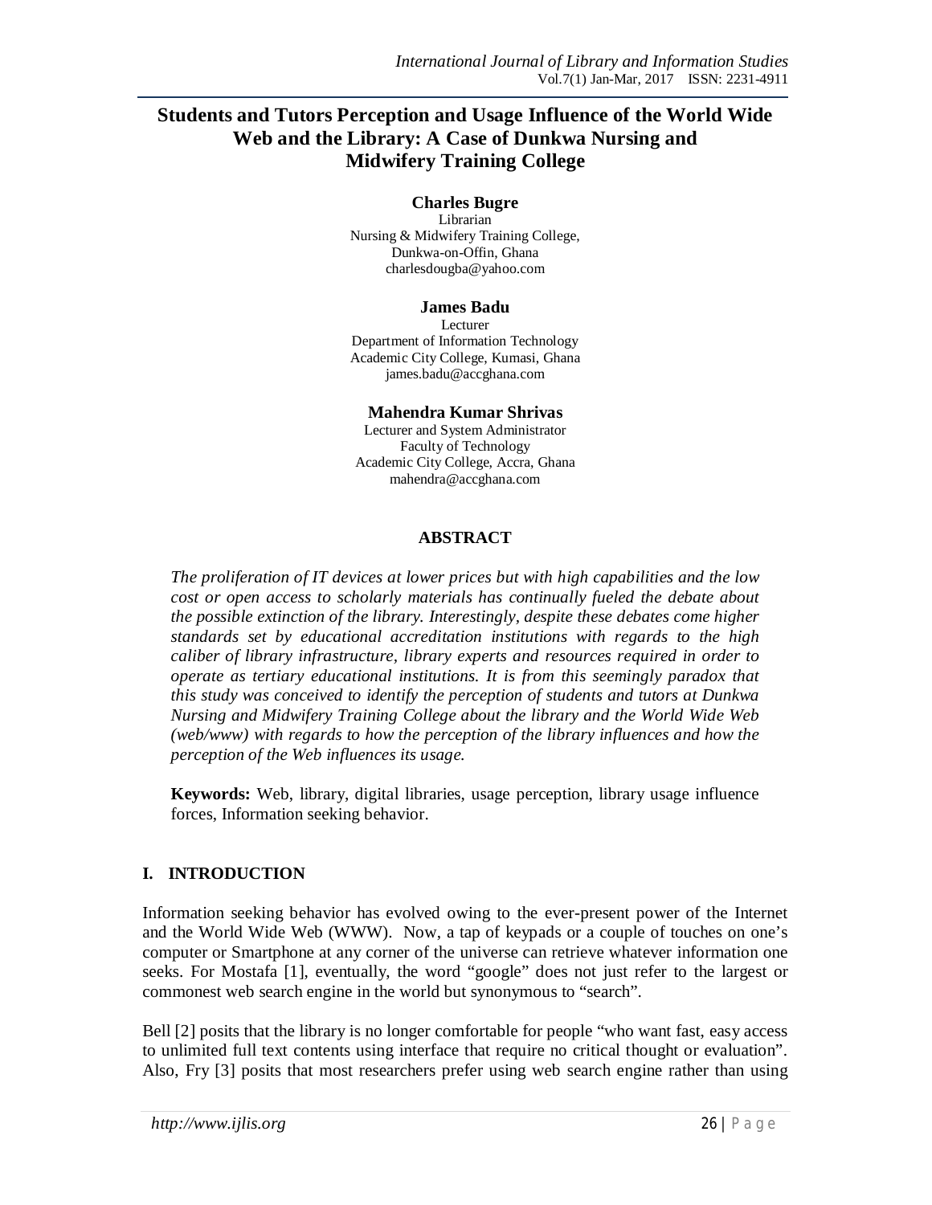# Students and Tutors Perception and Usage Influence of the World Wide Web and the Library: A Case of Dunkwa Nursing and Midwifery Training College

**Charles Bugre**
Librarian
Nursing & Midwifery Training College,
Dunkwa-on-Offin, Ghana
charlesdougba@yahoo.com

**James Badu**
Lecturer
Department of Information Technology
Academic City College, Kumasi, Ghana
james.badu@accghana.com

**Mahendra Kumar Shrivas**
Lecturer and System Administrator
Faculty of Technology
Academic City College, Accra, Ghana
mahendra@accghana.com

## ABSTRACT

*The proliferation of IT devices at lower prices but with high capabilities and the low cost or open access to scholarly materials has continually fueled the debate about the possible extinction of the library. Interestingly, despite these debates come higher standards set by educational accreditation institutions with regards to the high caliber of library infrastructure, library experts and resources required in order to operate as tertiary educational institutions. It is from this seemingly paradox that this study was conceived to identify the perception of students and tutors at Dunkwa Nursing and Midwifery Training College about the library and the World Wide Web (web/www) with regards to how the perception of the library influences and how the perception of the Web influences its usage.*

**Keywords:** Web, library, digital libraries, usage perception, library usage influence forces, Information seeking behavior.

## I. INTRODUCTION

Information seeking behavior has evolved owing to the ever-present power of the Internet and the World Wide Web (WWW). Now, a tap of keypads or a couple of touches on one's computer or Smartphone at any corner of the universe can retrieve whatever information one seeks. For Mostafa [1], eventually, the word "google" does not just refer to the largest or commonest web search engine in the world but synonymous to "search".

Bell [2] posits that the library is no longer comfortable for people "who want fast, easy access to unlimited full text contents using interface that require no critical thought or evaluation". Also, Fry [3] posits that most researchers prefer using web search engine rather than using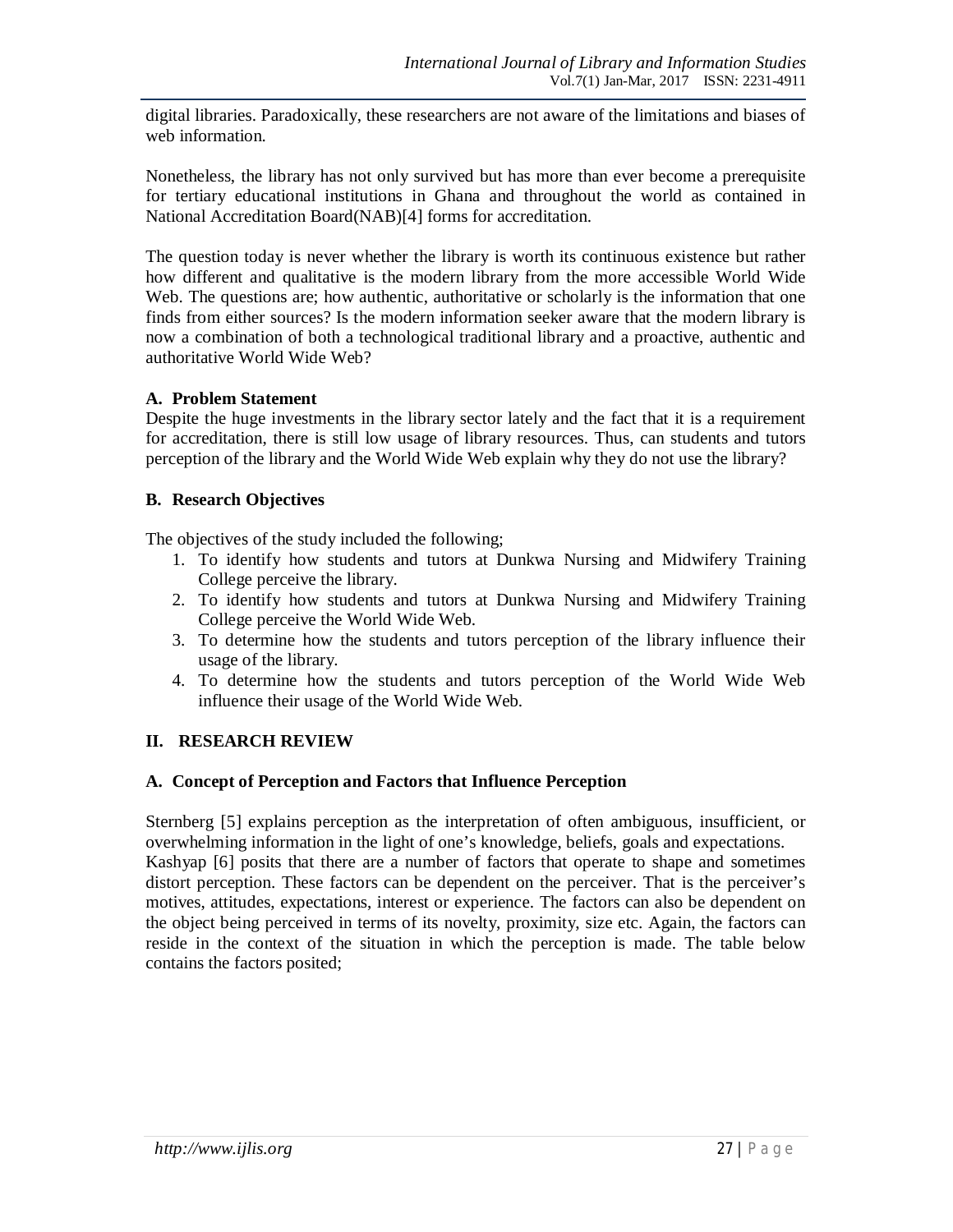digital libraries. Paradoxically, these researchers are not aware of the limitations and biases of web information.

Nonetheless, the library has not only survived but has more than ever become a prerequisite for tertiary educational institutions in Ghana and throughout the world as contained in National Accreditation Board(NAB)[4] forms for accreditation.

The question today is never whether the library is worth its continuous existence but rather how different and qualitative is the modern library from the more accessible World Wide Web. The questions are; how authentic, authoritative or scholarly is the information that one finds from either sources? Is the modern information seeker aware that the modern library is now a combination of both a technological traditional library and a proactive, authentic and authoritative World Wide Web?

### A. Problem Statement

Despite the huge investments in the library sector lately and the fact that it is a requirement for accreditation, there is still low usage of library resources. Thus, can students and tutors perception of the library and the World Wide Web explain why they do not use the library?

### B. Research Objectives

The objectives of the study included the following;

1. To identify how students and tutors at Dunkwa Nursing and Midwifery Training College perceive the library.
2. To identify how students and tutors at Dunkwa Nursing and Midwifery Training College perceive the World Wide Web.
3. To determine how the students and tutors perception of the library influence their usage of the library.
4. To determine how the students and tutors perception of the World Wide Web influence their usage of the World Wide Web.

## II. RESEARCH REVIEW

### A. Concept of Perception and Factors that Influence Perception

Sternberg [5] explains perception as the interpretation of often ambiguous, insufficient, or overwhelming information in the light of one's knowledge, beliefs, goals and expectations. Kashyap [6] posits that there are a number of factors that operate to shape and sometimes distort perception. These factors can be dependent on the perceiver. That is the perceiver's motives, attitudes, expectations, interest or experience. The factors can also be dependent on the object being perceived in terms of its novelty, proximity, size etc. Again, the factors can reside in the context of the situation in which the perception is made. The table below contains the factors posited;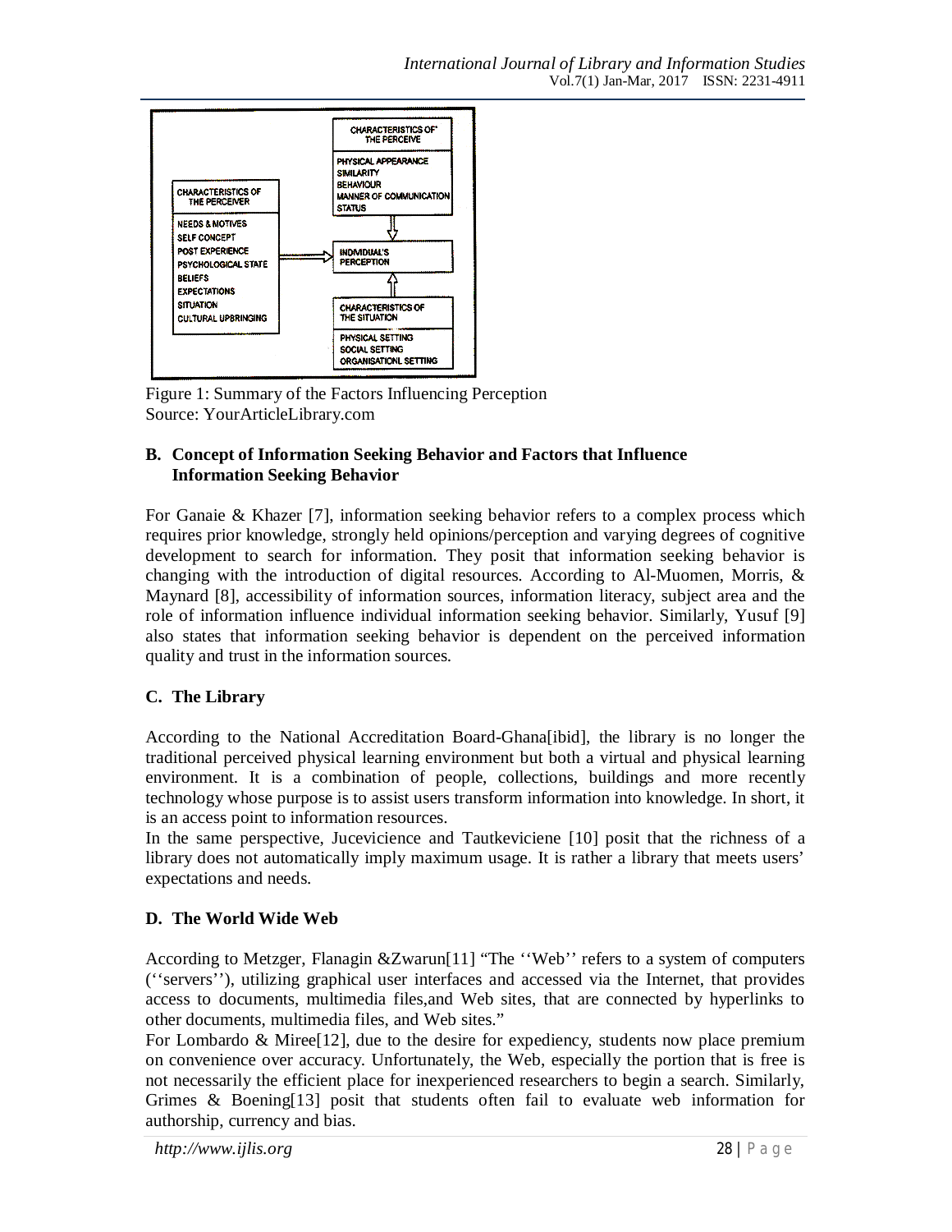CHARACTERISTICS OF THE PERCEIVE

PHYSICAL APPEARANCE
SIMILARITY
BEHAVIOUR
MANNER OF COMMUNICATION
STATUS

CHARACTERISTICS OF THE PERCEIVER

NEEDS & MOTIVES
SELF CONCEPT
POST EXPERIENCE
PSYCHOLOGICAL STATE
BELIEFS
EXPECTATIONS
SITUATION
CULTURAL UPBRINGING

INDIVIDUAL'S PERCEPTION

CHARACTERISTICS OF THE SITUATION

PHYSICAL SETTING
SOCIAL SETTING
ORGANISATIONL SETTING

Figure 1: Summary of the Factors Influencing Perception
Source: YourArticleLibrary.com

### B. Concept of Information Seeking Behavior and Factors that Influence Information Seeking Behavior

For Ganaie & Khazer [7], information seeking behavior refers to a complex process which requires prior knowledge, strongly held opinions/perception and varying degrees of cognitive development to search for information. They posit that information seeking behavior is changing with the introduction of digital resources. According to Al-Muomen, Morris, & Maynard [8], accessibility of information sources, information literacy, subject area and the role of information influence individual information seeking behavior. Similarly, Yusuf [9] also states that information seeking behavior is dependent on the perceived information quality and trust in the information sources.

### C. The Library

According to the National Accreditation Board-Ghana[ibid], the library is no longer the traditional perceived physical learning environment but both a virtual and physical learning environment. It is a combination of people, collections, buildings and more recently technology whose purpose is to assist users transform information into knowledge. In short, it is an access point to information resources.

In the same perspective, Jucevicience and Tautkeviciene [10] posit that the richness of a library does not automatically imply maximum usage. It is rather a library that meets users' expectations and needs.

### D. The World Wide Web

According to Metzger, Flanagin &Zwarun[11] "The ''Web'' refers to a system of computers (''servers''), utilizing graphical user interfaces and accessed via the Internet, that provides access to documents, multimedia files,and Web sites, that are connected by hyperlinks to other documents, multimedia files, and Web sites."

For Lombardo & Miree[12], due to the desire for expediency, students now place premium on convenience over accuracy. Unfortunately, the Web, especially the portion that is free is not necessarily the efficient place for inexperienced researchers to begin a search. Similarly, Grimes & Boening[13] posit that students often fail to evaluate web information for authorship, currency and bias.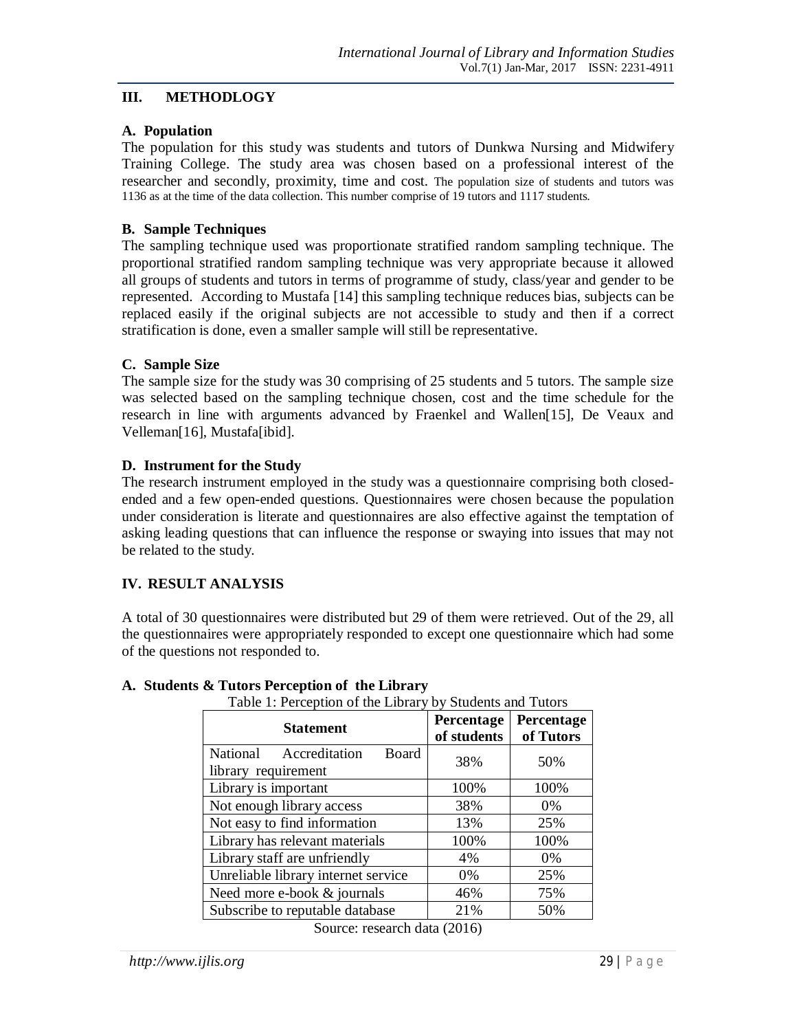## III. METHODLOGY

### A. Population

The population for this study was students and tutors of Dunkwa Nursing and Midwifery Training College. The study area was chosen based on a professional interest of the researcher and secondly, proximity, time and cost. The population size of students and tutors was 1136 as at the time of the data collection. This number comprise of 19 tutors and 1117 students.

### B. Sample Techniques

The sampling technique used was proportionate stratified random sampling technique. The proportional stratified random sampling technique was very appropriate because it allowed all groups of students and tutors in terms of programme of study, class/year and gender to be represented. According to Mustafa [14] this sampling technique reduces bias, subjects can be replaced easily if the original subjects are not accessible to study and then if a correct stratification is done, even a smaller sample will still be representative.

### C. Sample Size

The sample size for the study was 30 comprising of 25 students and 5 tutors. The sample size was selected based on the sampling technique chosen, cost and the time schedule for the research in line with arguments advanced by Fraenkel and Wallen[15], De Veaux and Velleman[16], Mustafa[ibid].

### D. Instrument for the Study

The research instrument employed in the study was a questionnaire comprising both closed-ended and a few open-ended questions. Questionnaires were chosen because the population under consideration is literate and questionnaires are also effective against the temptation of asking leading questions that can influence the response or swaying into issues that may not be related to the study.

## IV. RESULT ANALYSIS

A total of 30 questionnaires were distributed but 29 of them were retrieved. Out of the 29, all the questionnaires were appropriately responded to except one questionnaire which had some of the questions not responded to.

### A. Students & Tutors Perception of the Library

Table 1: Perception of the Library by Students and Tutors

| Statement | Percentage of students | Percentage of Tutors |
|---|---|---|
| National Accreditation Board library requirement | 38% | 50% |
| Library is important | 100% | 100% |
| Not enough library access | 38% | 0% |
| Not easy to find information | 13% | 25% |
| Library has relevant materials | 100% | 100% |
| Library staff are unfriendly | 4% | 0% |
| Unreliable library internet service | 0% | 25% |
| Need more e-book & journals | 46% | 75% |
| Subscribe to reputable database | 21% | 50% |

Source: research data (2016)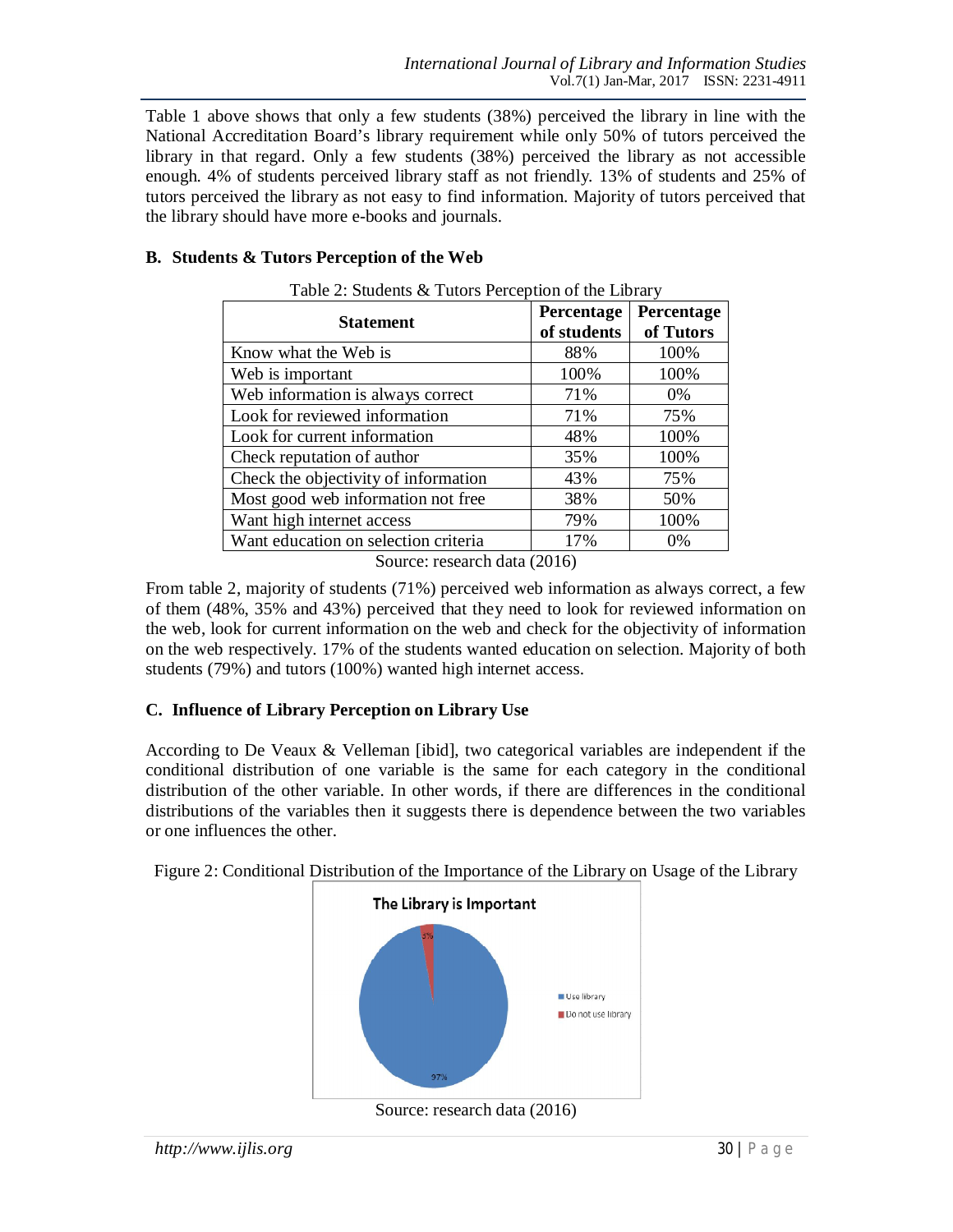Table 1 above shows that only a few students (38%) perceived the library in line with the National Accreditation Board's library requirement while only 50% of tutors perceived the library in that regard. Only a few students (38%) perceived the library as not accessible enough. 4% of students perceived library staff as not friendly. 13% of students and 25% of tutors perceived the library as not easy to find information. Majority of tutors perceived that the library should have more e-books and journals.

### B. Students & Tutors Perception of the Web

Table 2: Students & Tutors Perception of the Library

| Statement | Percentage of students | Percentage of Tutors |
|---|---|---|
| Know what the Web is | 88% | 100% |
| Web is important | 100% | 100% |
| Web information is always correct | 71% | 0% |
| Look for reviewed information | 71% | 75% |
| Look for current information | 48% | 100% |
| Check reputation of author | 35% | 100% |
| Check the objectivity of information | 43% | 75% |
| Most good web information not free | 38% | 50% |
| Want high internet access | 79% | 100% |
| Want education on selection criteria | 17% | 0% |

Source: research data (2016)

From table 2, majority of students (71%) perceived web information as always correct, a few of them (48%, 35% and 43%) perceived that they need to look for reviewed information on the web, look for current information on the web and check for the objectivity of information on the web respectively. 17% of the students wanted education on selection. Majority of both students (79%) and tutors (100%) wanted high internet access.

### C. Influence of Library Perception on Library Use

According to De Veaux & Velleman [ibid], two categorical variables are independent if the conditional distribution of one variable is the same for each category in the conditional distribution of the other variable. In other words, if there are differences in the conditional distributions of the variables then it suggests there is dependence between the two variables or one influences the other.

Figure 2: Conditional Distribution of the Importance of the Library on Usage of the Library

**The Library is Important**

- Use library: 97%
- Do not use library: 3%

Source: research data (2016)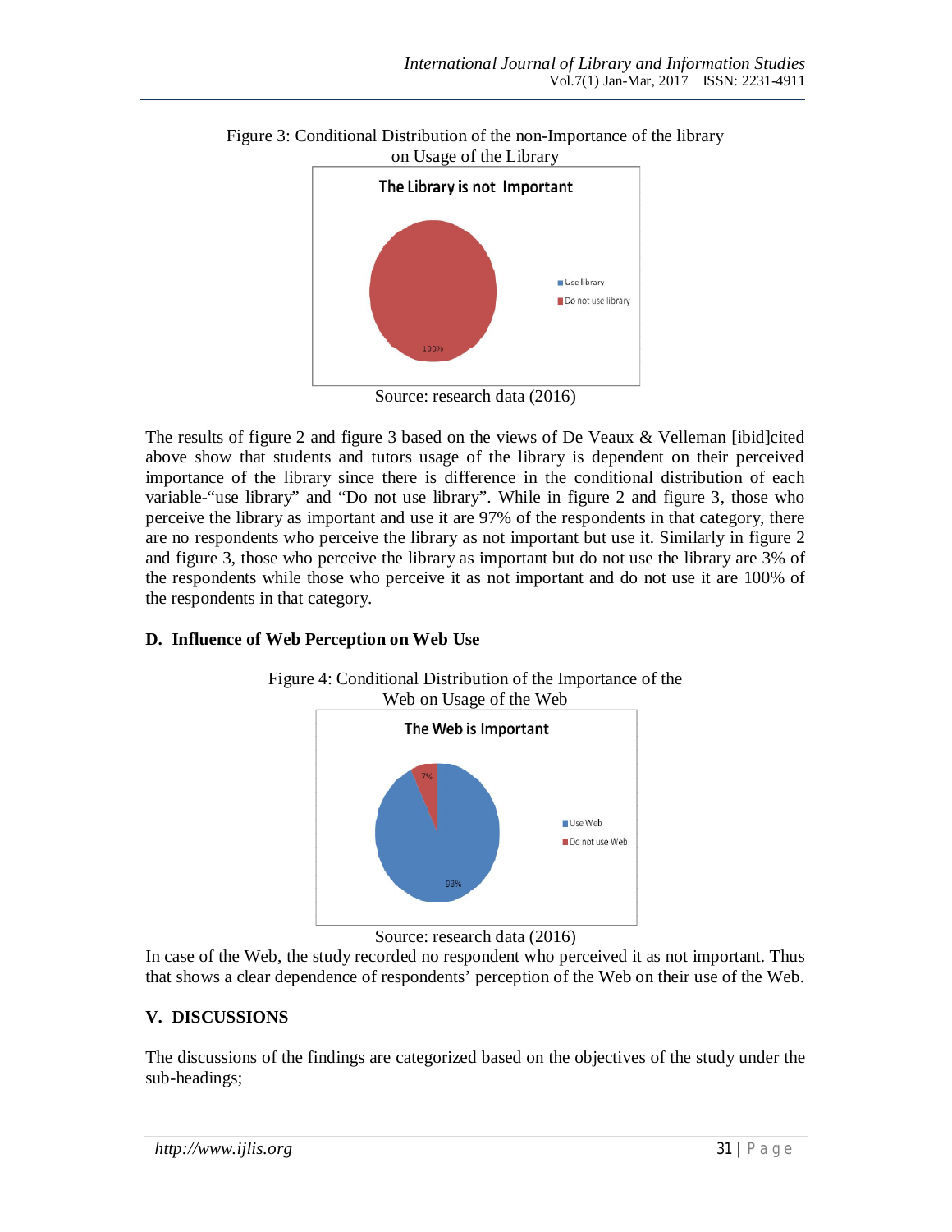Figure 3: Conditional Distribution of the non-Importance of the library on Usage of the Library

Source: research data (2016)

The results of figure 2 and figure 3 based on the views of De Veaux & Velleman [ibid]cited above show that students and tutors usage of the library is dependent on their perceived importance of the library since there is difference in the conditional distribution of each variable-“use library” and “Do not use library”. While in figure 2 and figure 3, those who perceive the library as important and use it are 97% of the respondents in that category, there are no respondents who perceive the library as not important but use it. Similarly in figure 2 and figure 3, those who perceive the library as important but do not use the library are 3% of the respondents while those who perceive it as not important and do not use it are 100% of the respondents in that category.

### D. Influence of Web Perception on Web Use

Figure 4: Conditional Distribution of the Importance of the Web on Usage of the Web

Source: research data (2016)

In case of the Web, the study recorded no respondent who perceived it as not important. Thus that shows a clear dependence of respondents’ perception of the Web on their use of the Web.

## V. DISCUSSIONS

The discussions of the findings are categorized based on the objectives of the study under the sub-headings;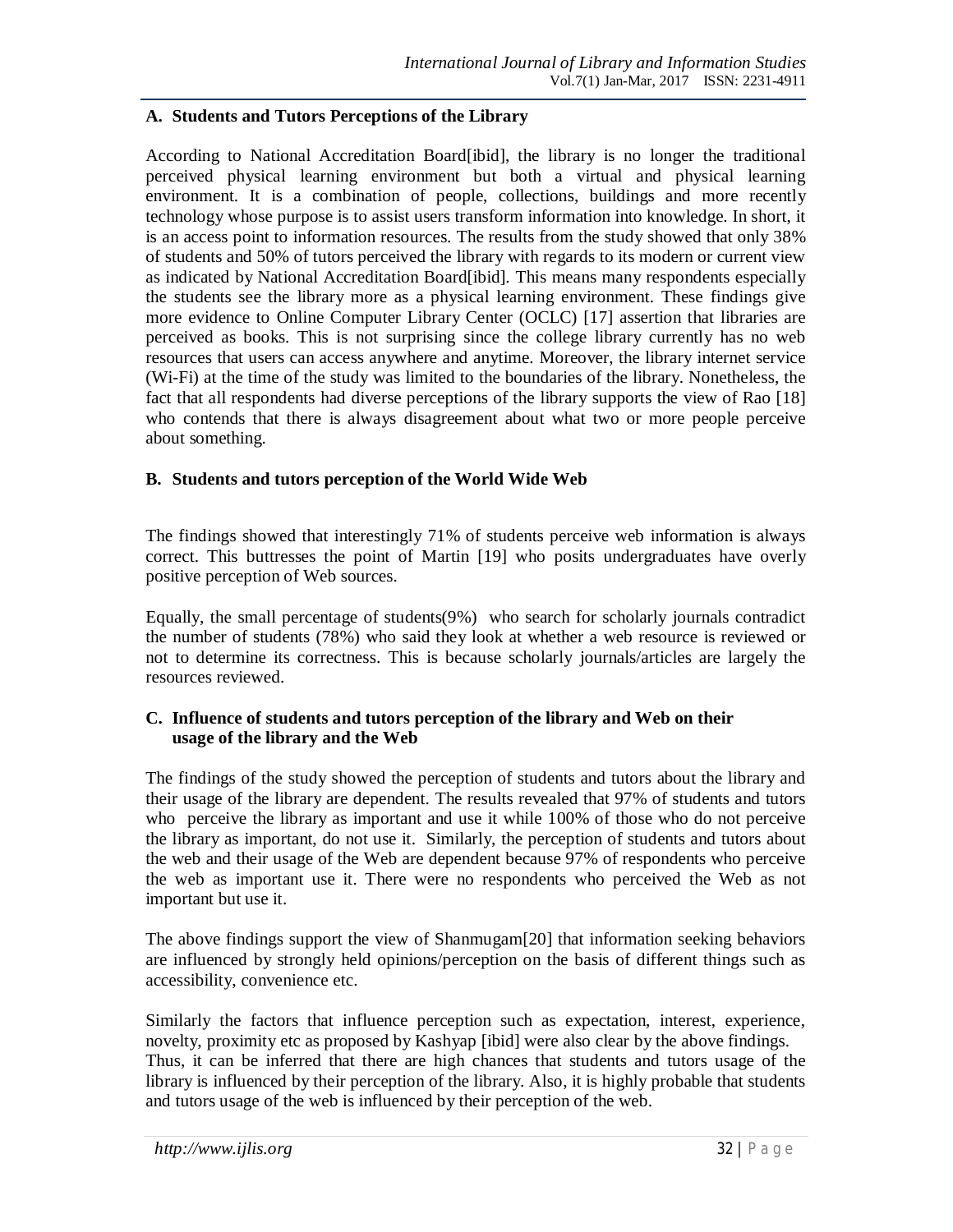### A. Students and Tutors Perceptions of the Library

According to National Accreditation Board[ibid], the library is no longer the traditional perceived physical learning environment but both a virtual and physical learning environment. It is a combination of people, collections, buildings and more recently technology whose purpose is to assist users transform information into knowledge. In short, it is an access point to information resources. The results from the study showed that only 38% of students and 50% of tutors perceived the library with regards to its modern or current view as indicated by National Accreditation Board[ibid]. This means many respondents especially the students see the library more as a physical learning environment. These findings give more evidence to Online Computer Library Center (OCLC) [17] assertion that libraries are perceived as books. This is not surprising since the college library currently has no web resources that users can access anywhere and anytime. Moreover, the library internet service (Wi-Fi) at the time of the study was limited to the boundaries of the library. Nonetheless, the fact that all respondents had diverse perceptions of the library supports the view of Rao [18] who contends that there is always disagreement about what two or more people perceive about something.

### B. Students and tutors perception of the World Wide Web

The findings showed that interestingly 71% of students perceive web information is always correct. This buttresses the point of Martin [19] who posits undergraduates have overly positive perception of Web sources.

Equally, the small percentage of students(9%) who search for scholarly journals contradict the number of students (78%) who said they look at whether a web resource is reviewed or not to determine its correctness. This is because scholarly journals/articles are largely the resources reviewed.

### C. Influence of students and tutors perception of the library and Web on their usage of the library and the Web

The findings of the study showed the perception of students and tutors about the library and their usage of the library are dependent. The results revealed that 97% of students and tutors who perceive the library as important and use it while 100% of those who do not perceive the library as important, do not use it. Similarly, the perception of students and tutors about the web and their usage of the Web are dependent because 97% of respondents who perceive the web as important use it. There were no respondents who perceived the Web as not important but use it.

The above findings support the view of Shanmugam[20] that information seeking behaviors are influenced by strongly held opinions/perception on the basis of different things such as accessibility, convenience etc.

Similarly the factors that influence perception such as expectation, interest, experience, novelty, proximity etc as proposed by Kashyap [ibid] were also clear by the above findings. Thus, it can be inferred that there are high chances that students and tutors usage of the library is influenced by their perception of the library. Also, it is highly probable that students and tutors usage of the web is influenced by their perception of the web.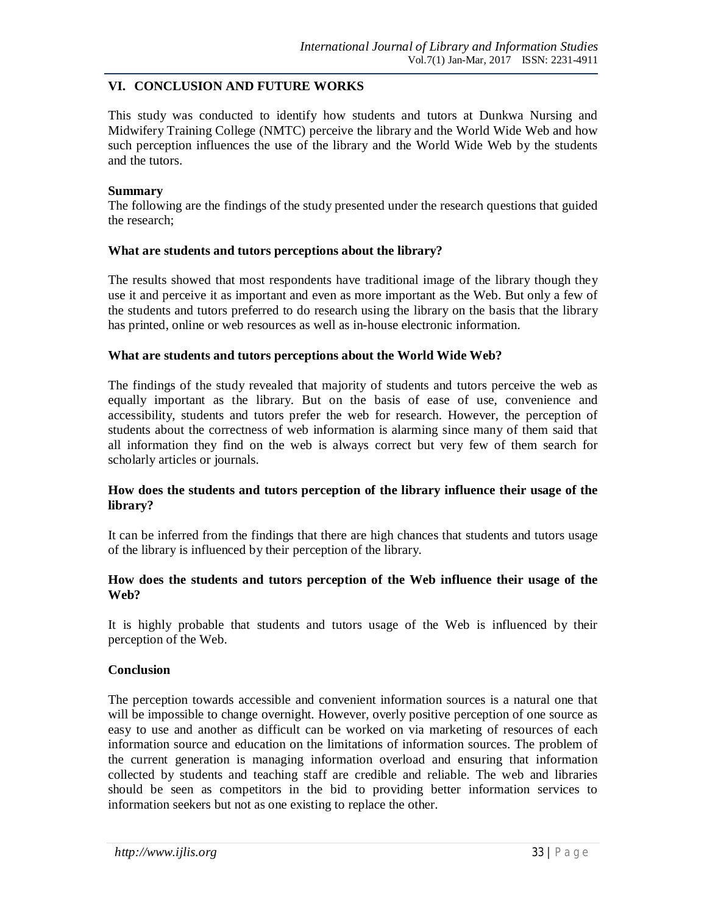## VI. CONCLUSION AND FUTURE WORKS

This study was conducted to identify how students and tutors at Dunkwa Nursing and Midwifery Training College (NMTC) perceive the library and the World Wide Web and how such perception influences the use of the library and the World Wide Web by the students and the tutors.

**Summary**

The following are the findings of the study presented under the research questions that guided the research;

**What are students and tutors perceptions about the library?**

The results showed that most respondents have traditional image of the library though they use it and perceive it as important and even as more important as the Web. But only a few of the students and tutors preferred to do research using the library on the basis that the library has printed, online or web resources as well as in-house electronic information.

**What are students and tutors perceptions about the World Wide Web?**

The findings of the study revealed that majority of students and tutors perceive the web as equally important as the library. But on the basis of ease of use, convenience and accessibility, students and tutors prefer the web for research. However, the perception of students about the correctness of web information is alarming since many of them said that all information they find on the web is always correct but very few of them search for scholarly articles or journals.

**How does the students and tutors perception of the library influence their usage of the library?**

It can be inferred from the findings that there are high chances that students and tutors usage of the library is influenced by their perception of the library.

**How does the students and tutors perception of the Web influence their usage of the Web?**

It is highly probable that students and tutors usage of the Web is influenced by their perception of the Web.

**Conclusion**

The perception towards accessible and convenient information sources is a natural one that will be impossible to change overnight. However, overly positive perception of one source as easy to use and another as difficult can be worked on via marketing of resources of each information source and education on the limitations of information sources. The problem of the current generation is managing information overload and ensuring that information collected by students and teaching staff are credible and reliable. The web and libraries should be seen as competitors in the bid to providing better information services to information seekers but not as one existing to replace the other.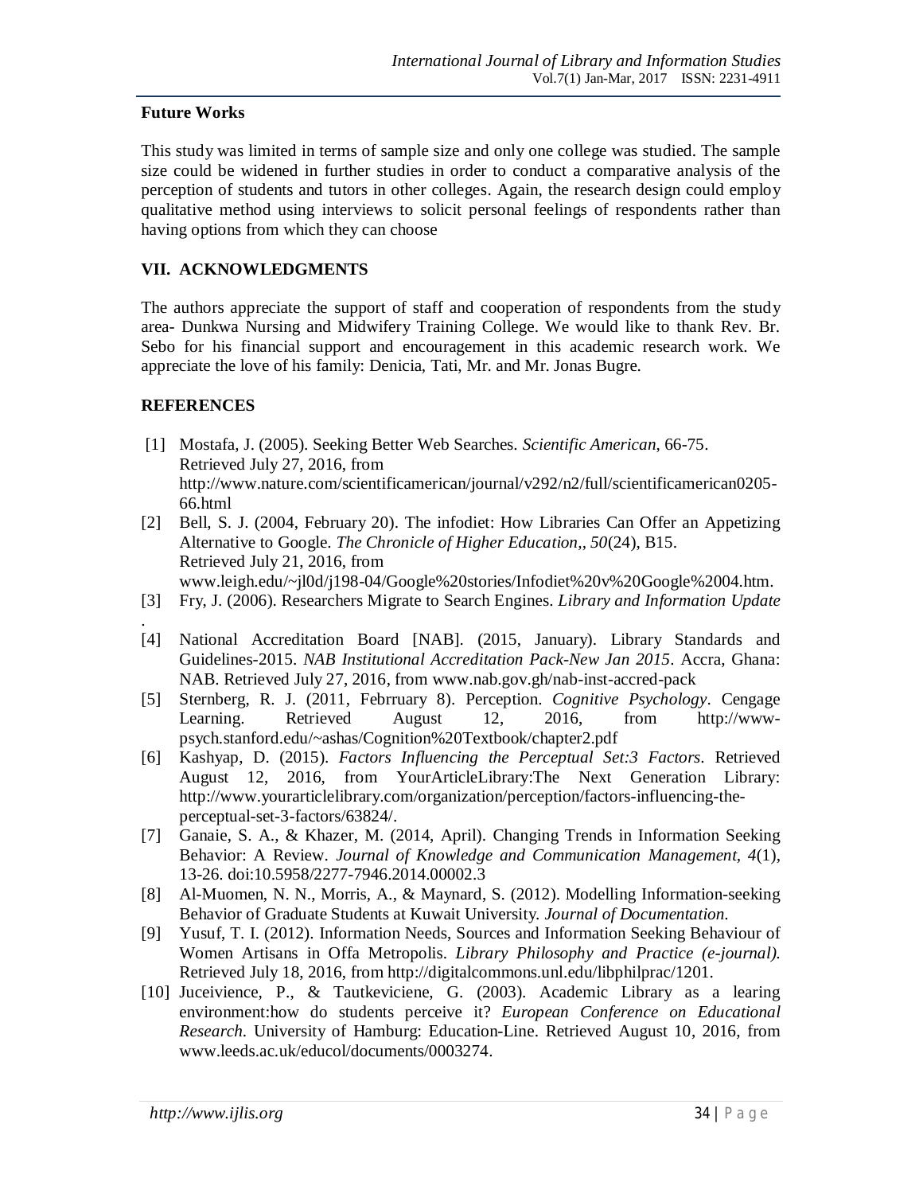## Future Works

This study was limited in terms of sample size and only one college was studied. The sample size could be widened in further studies in order to conduct a comparative analysis of the perception of students and tutors in other colleges. Again, the research design could employ qualitative method using interviews to solicit personal feelings of respondents rather than having options from which they can choose

## VII. ACKNOWLEDGMENTS

The authors appreciate the support of staff and cooperation of respondents from the study area- Dunkwa Nursing and Midwifery Training College. We would like to thank Rev. Br. Sebo for his financial support and encouragement in this academic research work. We appreciate the love of his family: Denicia, Tati, Mr. and Mr. Jonas Bugre.

## REFERENCES

[1] Mostafa, J. (2005). Seeking Better Web Searches. *Scientific American*, 66-75. Retrieved July 27, 2016, from http://www.nature.com/scientificamerican/journal/v292/n2/full/scientificamerican0205-66.html

[2] Bell, S. J. (2004, February 20). The infodiet: How Libraries Can Offer an Appetizing Alternative to Google. *The Chronicle of Higher Education,*, *50*(24), B15. Retrieved July 21, 2016, from www.leigh.edu/~jl0d/j198-04/Google%20stories/Infodiet%20v%20Google%2004.htm.

[3] Fry, J. (2006). Researchers Migrate to Search Engines. *Library and Information Update* .

[4] National Accreditation Board [NAB]. (2015, January). Library Standards and Guidelines-2015. *NAB Institutional Accreditation Pack-New Jan 2015*. Accra, Ghana: NAB. Retrieved July 27, 2016, from www.nab.gov.gh/nab-inst-accred-pack

[5] Sternberg, R. J. (2011, Febrruary 8). Perception. *Cognitive Psychology*. Cengage Learning. Retrieved August 12, 2016, from http://www-psych.stanford.edu/~ashas/Cognition%20Textbook/chapter2.pdf

[6] Kashyap, D. (2015). *Factors Influencing the Perceptual Set:3 Factors*. Retrieved August 12, 2016, from YourArticleLibrary:The Next Generation Library: http://www.yourarticlelibrary.com/organization/perception/factors-influencing-the-perceptual-set-3-factors/63824/.

[7] Ganaie, S. A., & Khazer, M. (2014, April). Changing Trends in Information Seeking Behavior: A Review. *Journal of Knowledge and Communication Management*, *4*(1), 13-26. doi:10.5958/2277-7946.2014.00002.3

[8] Al-Muomen, N. N., Morris, A., & Maynard, S. (2012). Modelling Information-seeking Behavior of Graduate Students at Kuwait University. *Journal of Documentation*.

[9] Yusuf, T. I. (2012). Information Needs, Sources and Information Seeking Behaviour of Women Artisans in Offa Metropolis. *Library Philosophy and Practice (e-journal).* Retrieved July 18, 2016, from http://digitalcommons.unl.edu/libphilprac/1201.

[10] Juceivience, P., & Tautkeviciene, G. (2003). Academic Library as a learing environment:how do students perceive it? *European Conference on Educational Research*. University of Hamburg: Education-Line. Retrieved August 10, 2016, from www.leeds.ac.uk/educol/documents/0003274.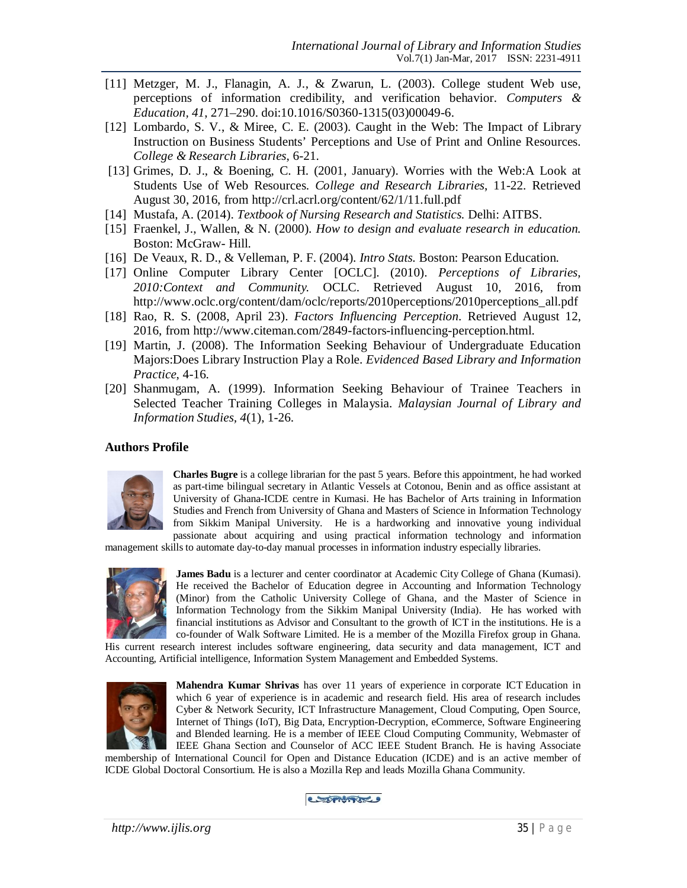[11] Metzger, M. J., Flanagin, A. J., & Zwarun, L. (2003). College student Web use, perceptions of information credibility, and verification behavior. *Computers & Education*, *41*, 271–290. doi:10.1016/S0360-1315(03)00049-6.

[12] Lombardo, S. V., & Miree, C. E. (2003). Caught in the Web: The Impact of Library Instruction on Business Students' Perceptions and Use of Print and Online Resources. *College & Research Libraries*, 6-21.

[13] Grimes, D. J., & Boening, C. H. (2001, January). Worries with the Web:A Look at Students Use of Web Resources. *College and Research Libraries*, 11-22. Retrieved August 30, 2016, from http://crl.acrl.org/content/62/1/11.full.pdf

[14] Mustafa, A. (2014). *Textbook of Nursing Research and Statistics.* Delhi: AITBS.

[15] Fraenkel, J., Wallen, & N. (2000). *How to design and evaluate research in education.* Boston: McGraw- Hill.

[16] De Veaux, R. D., & Velleman, P. F. (2004). *Intro Stats.* Boston: Pearson Education.

[17] Online Computer Library Center [OCLC]. (2010). *Perceptions of Libraries, 2010:Context and Community.* OCLC. Retrieved August 10, 2016, from http://www.oclc.org/content/dam/oclc/reports/2010perceptions/2010perceptions_all.pdf

[18] Rao, R. S. (2008, April 23). *Factors Influencing Perception*. Retrieved August 12, 2016, from http://www.citeman.com/2849-factors-influencing-perception.html.

[19] Martin, J. (2008). The Information Seeking Behaviour of Undergraduate Education Majors:Does Library Instruction Play a Role. *Evidenced Based Library and Information Practice*, 4-16.

[20] Shanmugam, A. (1999). Information Seeking Behaviour of Trainee Teachers in Selected Teacher Training Colleges in Malaysia. *Malaysian Journal of Library and Information Studies*, *4*(1), 1-26.

## Authors Profile

**Charles Bugre** is a college librarian for the past 5 years. Before this appointment, he had worked as part-time bilingual secretary in Atlantic Vessels at Cotonou, Benin and as office assistant at University of Ghana-ICDE centre in Kumasi. He has Bachelor of Arts training in Information Studies and French from University of Ghana and Masters of Science in Information Technology from Sikkim Manipal University. He is a hardworking and innovative young individual passionate about acquiring and using practical information technology and information management skills to automate day-to-day manual processes in information industry especially libraries.

**James Badu** is a lecturer and center coordinator at Academic City College of Ghana (Kumasi). He received the Bachelor of Education degree in Accounting and Information Technology (Minor) from the Catholic University College of Ghana, and the Master of Science in Information Technology from the Sikkim Manipal University (India). He has worked with financial institutions as Advisor and Consultant to the growth of ICT in the institutions. He is a co-founder of Walk Software Limited. He is a member of the Mozilla Firefox group in Ghana. His current research interest includes software engineering, data security and data management, ICT and Accounting, Artificial intelligence, Information System Management and Embedded Systems.

**Mahendra Kumar Shrivas** has over 11 years of experience in corporate ICT Education in which 6 year of experience is in academic and research field. His area of research includes Cyber & Network Security, ICT Infrastructure Management, Cloud Computing, Open Source, Internet of Things (IoT), Big Data, Encryption-Decryption, eCommerce, Software Engineering and Blended learning. He is a member of IEEE Cloud Computing Community, Webmaster of IEEE Ghana Section and Counselor of ACC IEEE Student Branch. He is having Associate membership of International Council for Open and Distance Education (ICDE) and is an active member of ICDE Global Doctoral Consortium. He is also a Mozilla Rep and leads Mozilla Ghana Community.